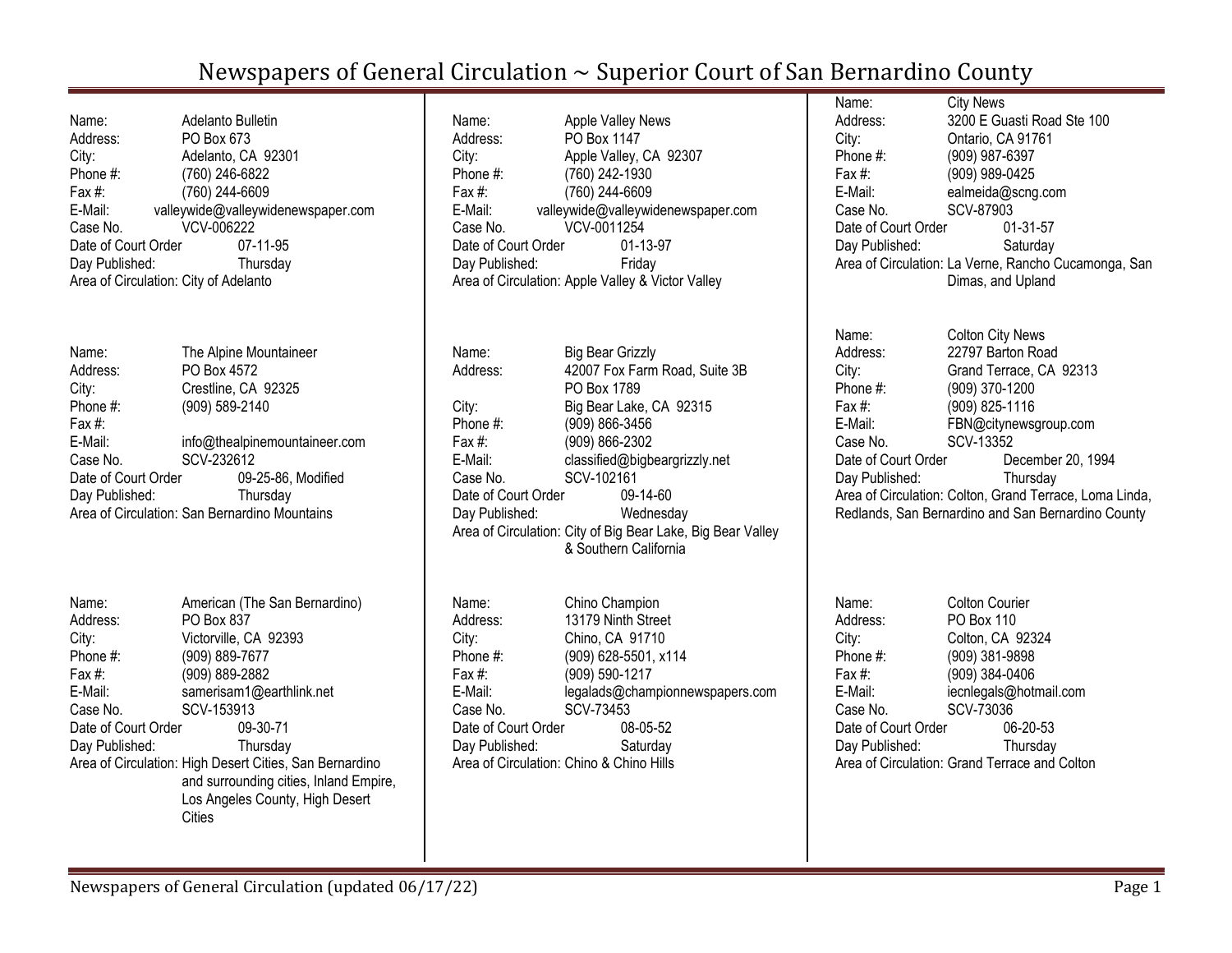# Newspapers of General Circulation ~ Superior Court of San Bernardino County

Name: Adelanto Bulletin
Address: PO Box 673
City: Adelanto, CA 92301
Phone #: (760) 246-6822
Fax #: (760) 244-6609
E-Mail: valleywide@valleywidenewspaper.com
Case No. VCV-006222
Date of Court Order 07-11-95
Day Published: Thursday
Area of Circulation: City of Adelanto

Name: The Alpine Mountaineer
Address: PO Box 4572
City: Crestline, CA 92325
Phone #: (909) 589-2140
Fax #:
E-Mail: info@thealpinemountaineer.com
Case No. SCV-232612
Date of Court Order 09-25-86, Modified
Day Published: Thursday
Area of Circulation: San Bernardino Mountains

Name: American (The San Bernardino)
Address: PO Box 837
City: Victorville, CA 92393
Phone #: (909) 889-7677
Fax #: (909) 889-2882
E-Mail: samerisam1@earthlink.net
Case No. SCV-153913
Date of Court Order 09-30-71
Day Published: Thursday
Area of Circulation: High Desert Cities, San Bernardino and surrounding cities, Inland Empire, Los Angeles County, High Desert Cities

Name: Apple Valley News
Address: PO Box 1147
City: Apple Valley, CA 92307
Phone #: (760) 242-1930
Fax #: (760) 244-6609
E-Mail: valleywide@valleywidenewspaper.com
Case No. VCV-0011254
Date of Court Order 01-13-97
Day Published: Friday
Area of Circulation: Apple Valley & Victor Valley

Name: Big Bear Grizzly
Address: 42007 Fox Farm Road, Suite 3B
PO Box 1789
City: Big Bear Lake, CA 92315
Phone #: (909) 866-3456
Fax #: (909) 866-2302
E-Mail: classified@bigbeargrizzly.net
Case No. SCV-102161
Date of Court Order 09-14-60
Day Published: Wednesday
Area of Circulation: City of Big Bear Lake, Big Bear Valley & Southern California

Name: Chino Champion
Address: 13179 Ninth Street
City: Chino, CA 91710
Phone #: (909) 628-5501, x114
Fax #: (909) 590-1217
E-Mail: legalads@championnewspapers.com
Case No. SCV-73453
Date of Court Order 08-05-52
Day Published: Saturday
Area of Circulation: Chino & Chino Hills

Name: City News
Address: 3200 E Guasti Road Ste 100
City: Ontario, CA 91761
Phone #: (909) 987-6397
Fax #: (909) 989-0425
E-Mail: ealmeida@scng.com
Case No. SCV-87903
Date of Court Order 01-31-57
Day Published: Saturday
Area of Circulation: La Verne, Rancho Cucamonga, San Dimas, and Upland

Name: Colton City News
Address: 22797 Barton Road
City: Grand Terrace, CA 92313
Phone #: (909) 370-1200
Fax #: (909) 825-1116
E-Mail: FBN@citynewsgroup.com
Case No. SCV-13352
Date of Court Order December 20, 1994
Day Published: Thursday
Area of Circulation: Colton, Grand Terrace, Loma Linda, Redlands, San Bernardino and San Bernardino County

Name: Colton Courier
Address: PO Box 110
City: Colton, CA 92324
Phone #: (909) 381-9898
Fax #: (909) 384-0406
E-Mail: iecnlegals@hotmail.com
Case No. SCV-73036
Date of Court Order 06-20-53
Day Published: Thursday
Area of Circulation: Grand Terrace and Colton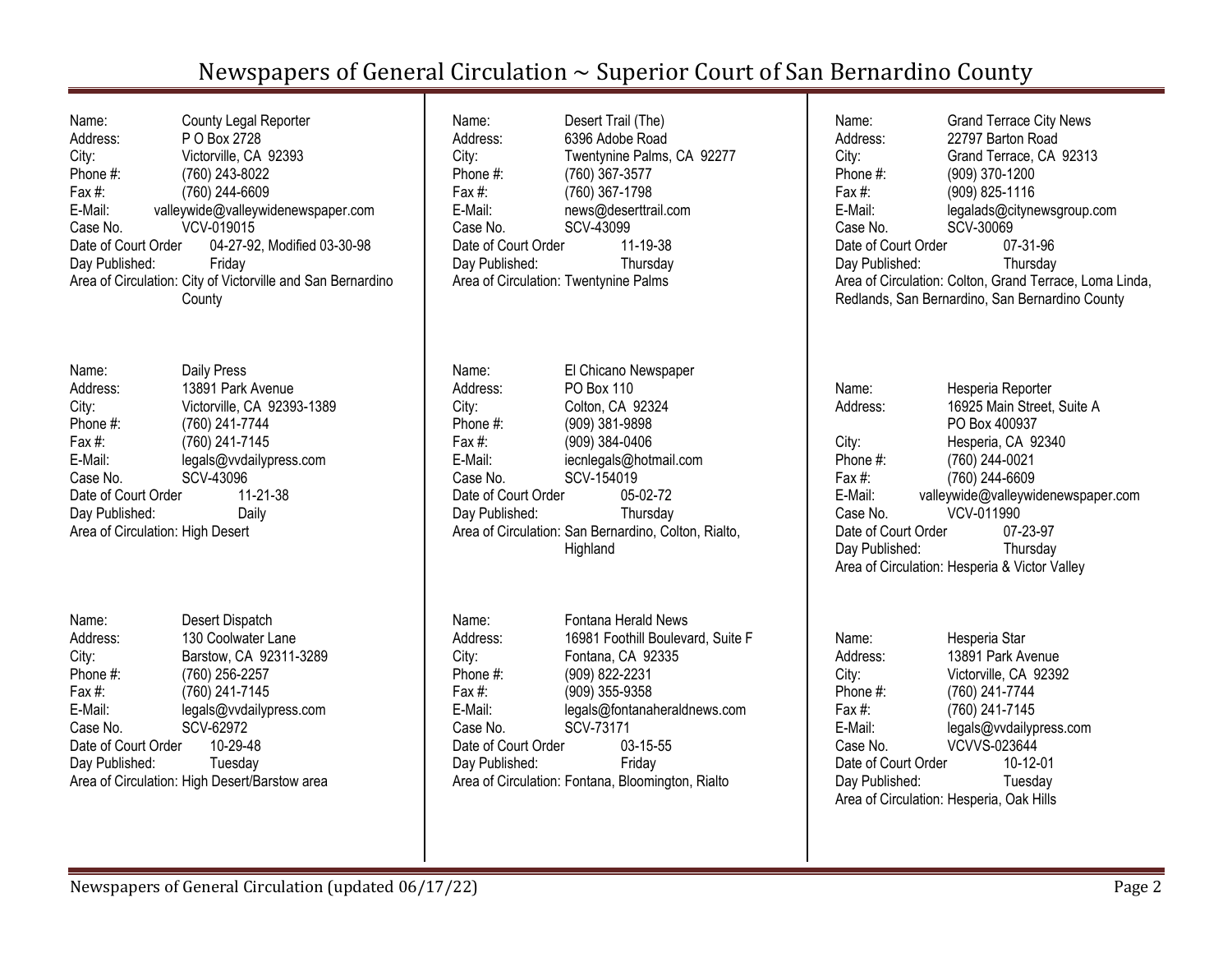# Newspapers of General Circulation ~ Superior Court of San Bernardino County

Name: County Legal Reporter
Address: P O Box 2728
City: Victorville, CA 92393
Phone #: (760) 243-8022
Fax #: (760) 244-6609
E-Mail: valleywide@valleywidenewspaper.com
Case No. VCV-019015
Date of Court Order 04-27-92, Modified 03-30-98
Day Published: Friday
Area of Circulation: City of Victorville and San Bernardino County

Name: Daily Press
Address: 13891 Park Avenue
City: Victorville, CA 92393-1389
Phone #: (760) 241-7744
Fax #: (760) 241-7145
E-Mail: legals@vvdailypress.com
Case No. SCV-43096
Date of Court Order 11-21-38
Day Published: Daily
Area of Circulation: High Desert

Name: Desert Dispatch
Address: 130 Coolwater Lane
City: Barstow, CA 92311-3289
Phone #: (760) 256-2257
Fax #: (760) 241-7145
E-Mail: legals@vvdailypress.com
Case No. SCV-62972
Date of Court Order 10-29-48
Day Published: Tuesday
Area of Circulation: High Desert/Barstow area

Name: Desert Trail (The)
Address: 6396 Adobe Road
City: Twentynine Palms, CA 92277
Phone #: (760) 367-3577
Fax #: (760) 367-1798
E-Mail: news@deserttrail.com
Case No. SCV-43099
Date of Court Order 11-19-38
Day Published: Thursday
Area of Circulation: Twentynine Palms

Name: El Chicano Newspaper
Address: PO Box 110
City: Colton, CA 92324
Phone #: (909) 381-9898
Fax #: (909) 384-0406
E-Mail: iecnlegals@hotmail.com
Case No. SCV-154019
Date of Court Order 05-02-72
Day Published: Thursday
Area of Circulation: San Bernardino, Colton, Rialto, Highland

Name: Fontana Herald News
Address: 16981 Foothill Boulevard, Suite F
City: Fontana, CA 92335
Phone #: (909) 822-2231
Fax #: (909) 355-9358
E-Mail: legals@fontanaheraldnews.com
Case No. SCV-73171
Date of Court Order 03-15-55
Day Published: Friday
Area of Circulation: Fontana, Bloomington, Rialto

Name: Grand Terrace City News
Address: 22797 Barton Road
City: Grand Terrace, CA 92313
Phone #: (909) 370-1200
Fax #: (909) 825-1116
E-Mail: legalads@citynewsgroup.com
Case No. SCV-30069
Date of Court Order 07-31-96
Day Published: Thursday
Area of Circulation: Colton, Grand Terrace, Loma Linda, Redlands, San Bernardino, San Bernardino County

Name: Hesperia Reporter
Address: 16925 Main Street, Suite A
PO Box 400937
City: Hesperia, CA 92340
Phone #: (760) 244-0021
Fax #: (760) 244-6609
E-Mail: valleywide@valleywidenewspaper.com
Case No. VCV-011990
Date of Court Order 07-23-97
Day Published: Thursday
Area of Circulation: Hesperia & Victor Valley

Name: Hesperia Star
Address: 13891 Park Avenue
City: Victorville, CA 92392
Phone #: (760) 241-7744
Fax #: (760) 241-7145
E-Mail: legals@vvdailypress.com
Case No. VCVVS-023644
Date of Court Order 10-12-01
Day Published: Tuesday
Area of Circulation: Hesperia, Oak Hills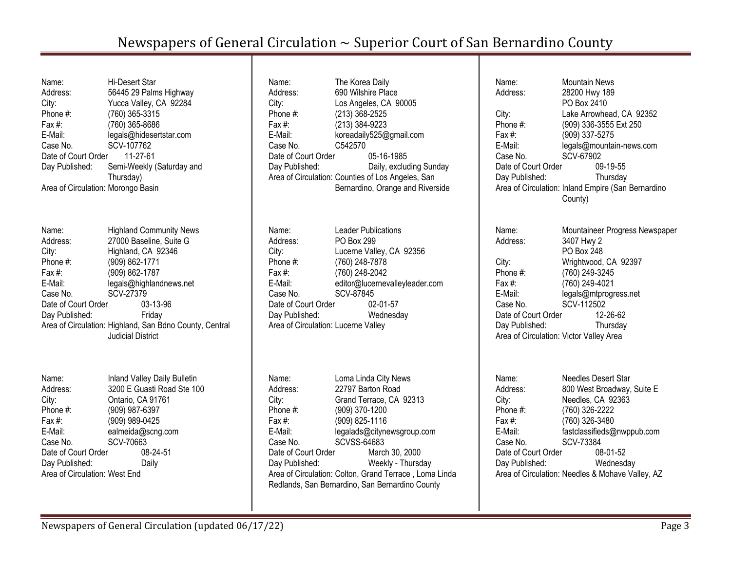Name: Hi-Desert Star
Address: 56445 29 Palms Highway
City: Yucca Valley, CA 92284
Phone #: (760) 365-3315
Fax #: (760) 365-8686
E-Mail: legals@hidesertstar.com
Case No. SCV-107762
Date of Court Order 11-27-61
Day Published: Semi-Weekly (Saturday and Thursday)
Area of Circulation: Morongo Basin

Name: Highland Community News
Address: 27000 Baseline, Suite G
City: Highland, CA 92346
Phone #: (909) 862-1771
Fax #: (909) 862-1787
E-Mail: legals@highlandnews.net
Case No. SCV-27379
Date of Court Order 03-13-96
Day Published: Friday
Area of Circulation: Highland, San Bdno County, Central Judicial District

Name: Inland Valley Daily Bulletin
Address: 3200 E Guasti Road Ste 100
City: Ontario, CA 91761
Phone #: (909) 987-6397
Fax #: (909) 989-0425
E-Mail: ealmeida@scng.com
Case No. SCV-70663
Date of Court Order 08-24-51
Day Published: Daily
Area of Circulation: West End

Name: The Korea Daily
Address: 690 Wilshire Place
City: Los Angeles, CA 90005
Phone #: (213) 368-2525
Fax #: (213) 384-9223
E-Mail: koreadaily525@gmail.com
Case No. C542570
Date of Court Order 05-16-1985
Day Published: Daily, excluding Sunday
Area of Circulation: Counties of Los Angeles, San Bernardino, Orange and Riverside

Name: Leader Publications
Address: PO Box 299
City: Lucerne Valley, CA 92356
Phone #: (760) 248-7878
Fax #: (760) 248-2042
E-Mail: editor@lucernevalleyleader.com
Case No. SCV-87845
Date of Court Order 02-01-57
Day Published: Wednesday
Area of Circulation: Lucerne Valley

Name: Loma Linda City News
Address: 22797 Barton Road
City: Grand Terrace, CA 92313
Phone #: (909) 370-1200
Fax #: (909) 825-1116
E-Mail: legalads@citynewsgroup.com
Case No. SCVSS-64683
Date of Court Order March 30, 2000
Day Published: Weekly - Thursday
Area of Circulation: Colton, Grand Terrace , Loma Linda Redlands, San Bernardino, San Bernardino County

Name: Mountain News
Address: 28200 Hwy 189
PO Box 2410
City: Lake Arrowhead, CA 92352
Phone #: (909) 336-3555 Ext 250
Fax #: (909) 337-5275
E-Mail: legals@mountain-news.com
Case No. SCV-67902
Date of Court Order 09-19-55
Day Published: Thursday
Area of Circulation: Inland Empire (San Bernardino County)

Name: Mountaineer Progress Newspaper
Address: 3407 Hwy 2
PO Box 248
City: Wrightwood, CA 92397
Phone #: (760) 249-3245
Fax #: (760) 249-4021
E-Mail: legals@mtprogress.net
Case No. SCV-112502
Date of Court Order 12-26-62
Day Published: Thursday
Area of Circulation: Victor Valley Area

Name: Needles Desert Star
Address: 800 West Broadway, Suite E
City: Needles, CA 92363
Phone #: (760) 326-2222
Fax #: (760) 326-3480
E-Mail: fastclassifieds@nwppub.com
Case No. SCV-73384
Date of Court Order 08-01-52
Day Published: Wednesday
Area of Circulation: Needles & Mohave Valley, AZ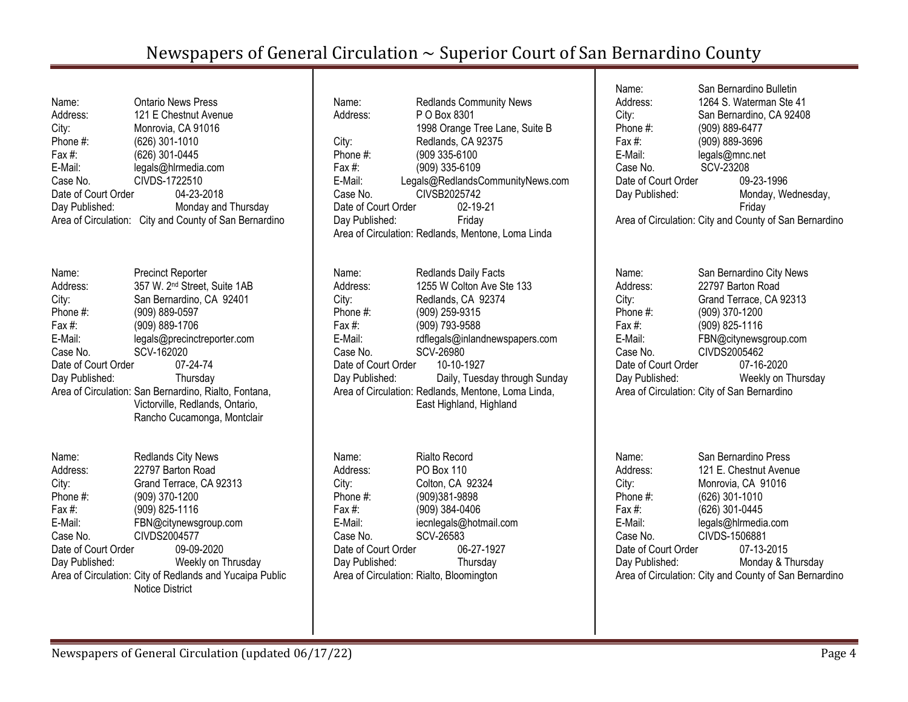# Newspapers of General Circulation ~ Superior Court of San Bernardino County

Name: Ontario News Press
Address: 121 E Chestnut Avenue
City: Monrovia, CA 91016
Phone #: (626) 301-1010
Fax #: (626) 301-0445
E-Mail: legals@hlrmedia.com
Case No. CIVDS-1722510
Date of Court Order 04-23-2018
Day Published: Monday and Thursday
Area of Circulation: City and County of San Bernardino

Name: Precinct Reporter
Address: 357 W. 2nd Street, Suite 1AB
City: San Bernardino, CA 92401
Phone #: (909) 889-0597
Fax #: (909) 889-1706
E-Mail: legals@precinctreporter.com
Case No. SCV-162020
Date of Court Order 07-24-74
Day Published: Thursday
Area of Circulation: San Bernardino, Rialto, Fontana, Victorville, Redlands, Ontario, Rancho Cucamonga, Montclair

Name: Redlands City News
Address: 22797 Barton Road
City: Grand Terrace, CA 92313
Phone #: (909) 370-1200
Fax #: (909) 825-1116
E-Mail: FBN@citynewsgroup.com
Case No. CIVDS2004577
Date of Court Order 09-09-2020
Day Published: Weekly on Thrusday
Area of Circulation: City of Redlands and Yucaipa Public Notice District

Name: Redlands Community News
Address: P O Box 8301
1998 Orange Tree Lane, Suite B
City: Redlands, CA 92375
Phone #: (909 335-6100
Fax #: (909) 335-6109
E-Mail: Legals@RedlandsCommunityNews.com
Case No. CIVSB2025742
Date of Court Order 02-19-21
Day Published: Friday
Area of Circulation: Redlands, Mentone, Loma Linda

Name: Redlands Daily Facts
Address: 1255 W Colton Ave Ste 133
City: Redlands, CA 92374
Phone #: (909) 259-9315
Fax #: (909) 793-9588
E-Mail: rdflegals@inlandnewspapers.com
Case No. SCV-26980
Date of Court Order 10-10-1927
Day Published: Daily, Tuesday through Sunday
Area of Circulation: Redlands, Mentone, Loma Linda, East Highland, Highland

Name: Rialto Record
Address: PO Box 110
City: Colton, CA 92324
Phone #: (909)381-9898
Fax #: (909) 384-0406
E-Mail: iecnlegals@hotmail.com
Case No. SCV-26583
Date of Court Order 06-27-1927
Day Published: Thursday
Area of Circulation: Rialto, Bloomington

Name: San Bernardino Bulletin
Address: 1264 S. Waterman Ste 41
City: San Bernardino, CA 92408
Phone #: (909) 889-6477
Fax #: (909) 889-3696
E-Mail: legals@mnc.net
Case No. SCV-23208
Date of Court Order 09-23-1996
Day Published: Monday, Wednesday, Friday
Area of Circulation: City and County of San Bernardino

Name: San Bernardino City News
Address: 22797 Barton Road
City: Grand Terrace, CA 92313
Phone #: (909) 370-1200
Fax #: (909) 825-1116
E-Mail: FBN@citynewsgroup.com
Case No. CIVDS2005462
Date of Court Order 07-16-2020
Day Published: Weekly on Thursday
Area of Circulation: City of San Bernardino

Name: San Bernardino Press
Address: 121 E. Chestnut Avenue
City: Monrovia, CA 91016
Phone #: (626) 301-1010
Fax #: (626) 301-0445
E-Mail: legals@hlrmedia.com
Case No. CIVDS-1506881
Date of Court Order 07-13-2015
Day Published: Monday & Thursday
Area of Circulation: City and County of San Bernardino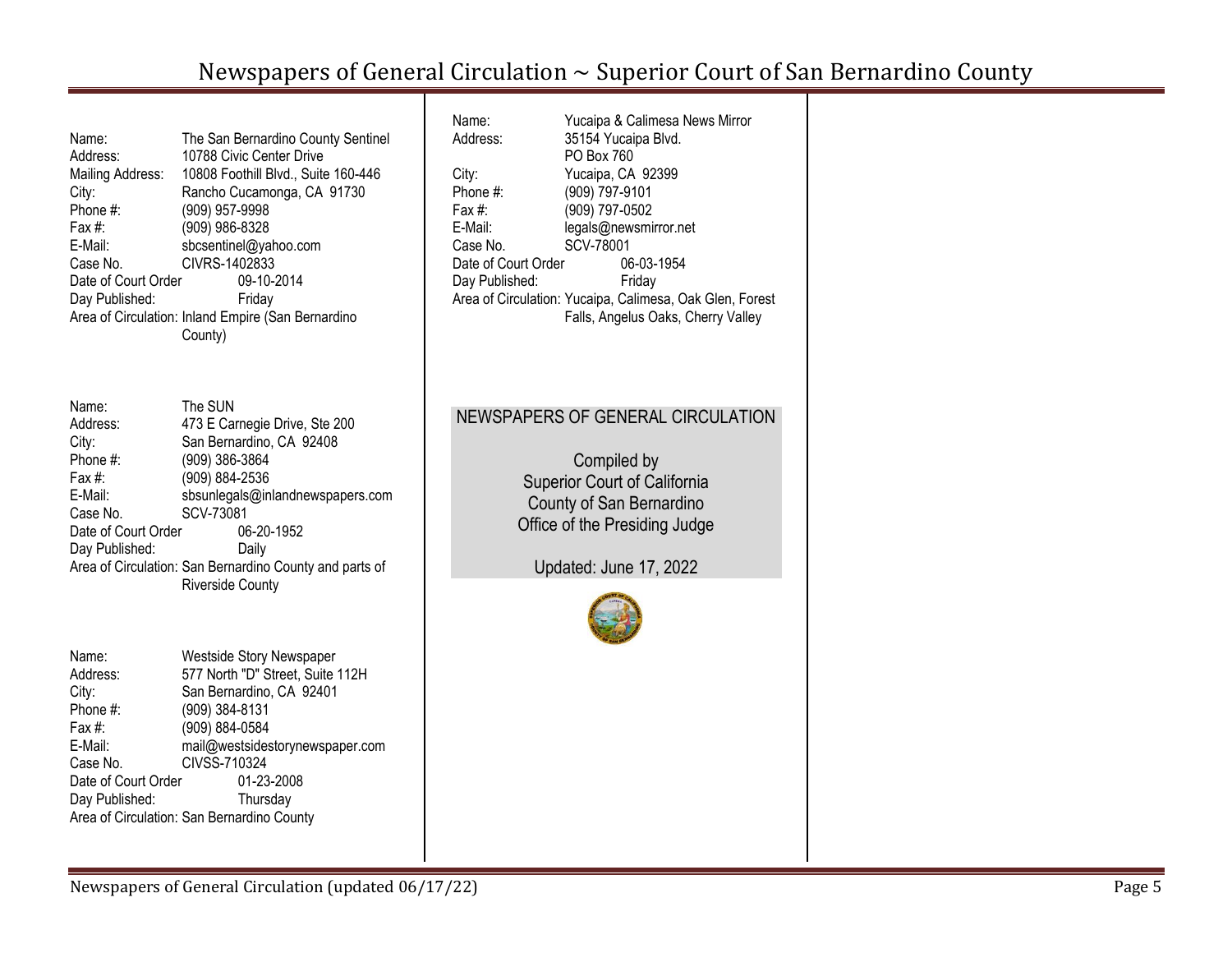# Newspapers of General Circulation ~ Superior Court of San Bernardino County

Name: The San Bernardino County Sentinel
Address: 10788 Civic Center Drive
Mailing Address: 10808 Foothill Blvd., Suite 160-446
City: Rancho Cucamonga, CA 91730
Phone #: (909) 957-9998
Fax #: (909) 986-8328
E-Mail: sbcsentinel@yahoo.com
Case No. CIVRS-1402833
Date of Court Order 09-10-2014
Day Published: Friday
Area of Circulation: Inland Empire (San Bernardino County)

Name: The SUN
Address: 473 E Carnegie Drive, Ste 200
City: San Bernardino, CA 92408
Phone #: (909) 386-3864
Fax #: (909) 884-2536
E-Mail: sbsunlegals@inlandnewspapers.com
Case No. SCV-73081
Date of Court Order 06-20-1952
Day Published: Daily
Area of Circulation: San Bernardino County and parts of Riverside County

Name: Westside Story Newspaper
Address: 577 North "D" Street, Suite 112H
City: San Bernardino, CA 92401
Phone #: (909) 384-8131
Fax #: (909) 884-0584
E-Mail: mail@westsidestorynewspaper.com
Case No. CIVSS-710324
Date of Court Order 01-23-2008
Day Published: Thursday
Area of Circulation: San Bernardino County

Name: Yucaipa & Calimesa News Mirror
Address: 35154 Yucaipa Blvd.
PO Box 760
City: Yucaipa, CA 92399
Phone #: (909) 797-9101
Fax #: (909) 797-0502
E-Mail: legals@newsmirror.net
Case No. SCV-78001
Date of Court Order 06-03-1954
Day Published: Friday
Area of Circulation: Yucaipa, Calimesa, Oak Glen, Forest Falls, Angelus Oaks, Cherry Valley

NEWSPAPERS OF GENERAL CIRCULATION

Compiled by
Superior Court of California
County of San Bernardino
Office of the Presiding Judge

Updated: June 17, 2022